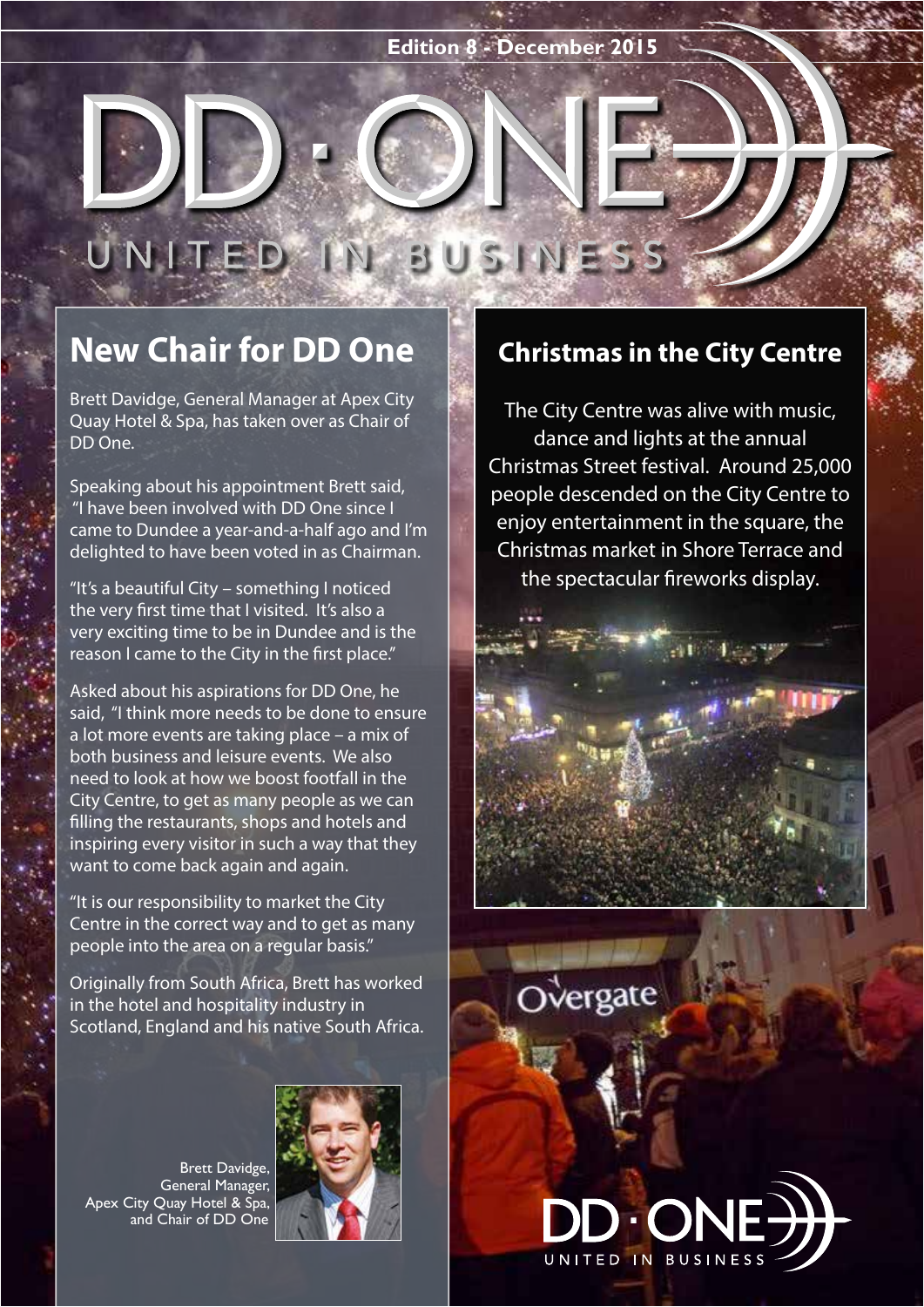Edition 8 - December 2015

# DD · ONE

UNITED IN BUSINESS

## New Chair for DD One

Brett Davidge, General Manager at Apex City Quay Hotel & Spa, has taken over as Chair of DD One.

Speaking about his appointment Brett said, "I have been involved with DD One since I came to Dundee a year-and-a-half ago and I'm delighted to have been voted in as Chairman.

"It's a beautiful City – something I noticed the very first time that I visited. It's also a very exciting time to be in Dundee and is the reason I came to the City in the first place."

Asked about his aspirations for DD One, he said, "I think more needs to be done to ensure a lot more events are taking place – a mix of both business and leisure events. We also need to look at how we boost footfall in the City Centre, to get as many people as we can filling the restaurants, shops and hotels and inspiring every visitor in such a way that they want to come back again and again.

"It is our responsibility to market the City Centre in the correct way and to get as many people into the area on a regular basis."

Originally from South Africa, Brett has worked in the hotel and hospitality industry in Scotland, England and his native South Africa.

Brett Davidge, General Manager, Apex City Quay Hotel & Spa, and Chair of DD One

## Christmas in the City Centre

The City Centre was alive with music, dance and lights at the annual Christmas Street festival. Around 25,000 people descended on the City Centre to enjoy entertainment in the square, the Christmas market in Shore Terrace and the spectacular fireworks display.

DD · ONE
UNITED IN BUSINESS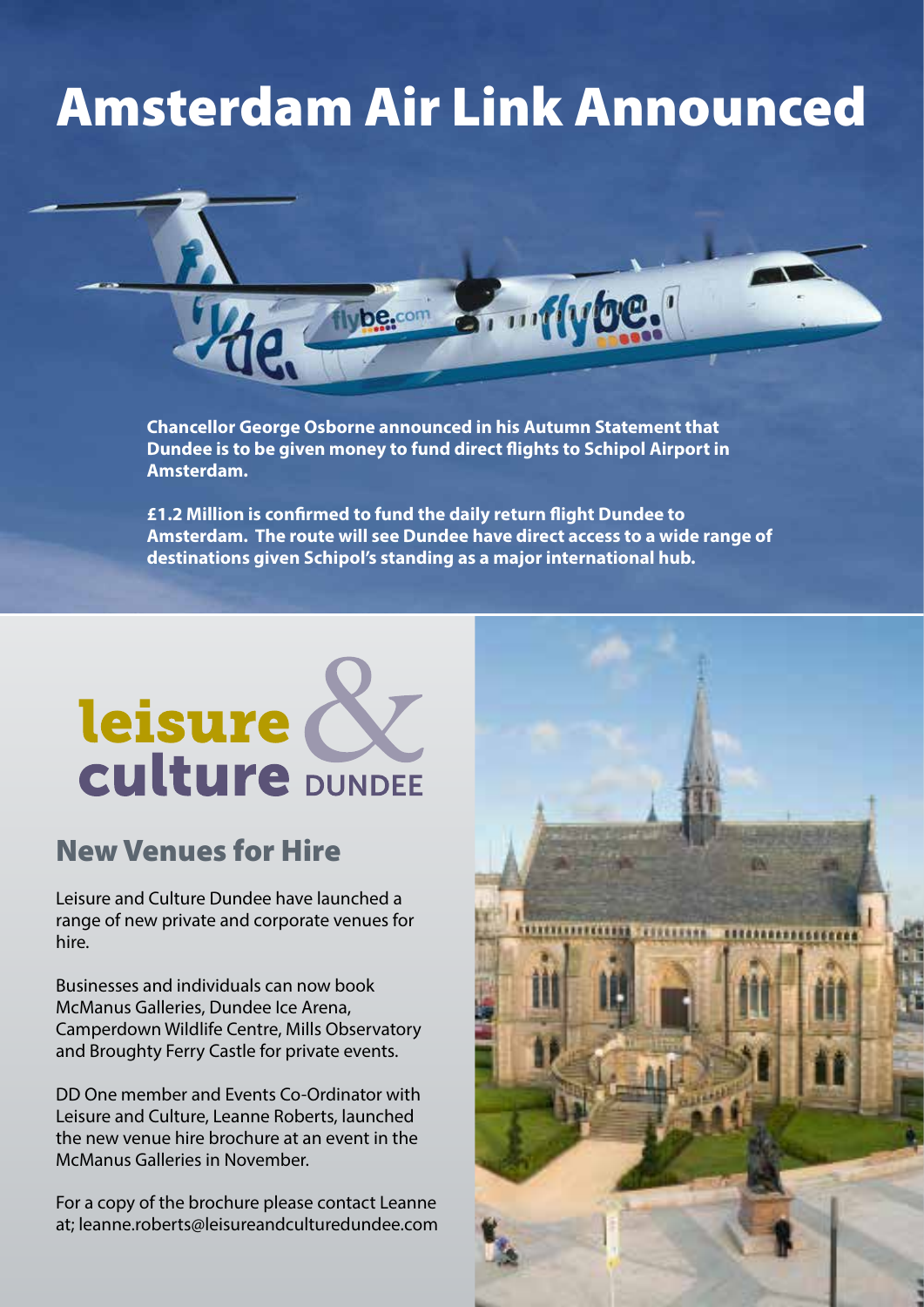# Amsterdam Air Link Announced

**Chancellor George Osborne announced in his Autumn Statement that Dundee is to be given money to fund direct flights to Schipol Airport in Amsterdam.**

**£1.2 Million is confirmed to fund the daily return flight Dundee to Amsterdam. The route will see Dundee have direct access to a wide range of destinations given Schipol's standing as a major international hub.**

leisure & culture DUNDEE

## New Venues for Hire

Leisure and Culture Dundee have launched a range of new private and corporate venues for hire.

Businesses and individuals can now book McManus Galleries, Dundee Ice Arena, Camperdown Wildlife Centre, Mills Observatory and Broughty Ferry Castle for private events.

DD One member and Events Co-Ordinator with Leisure and Culture, Leanne Roberts, launched the new venue hire brochure at an event in the McManus Galleries in November.

For a copy of the brochure please contact Leanne at; leanne.roberts@leisureandculturedundee.com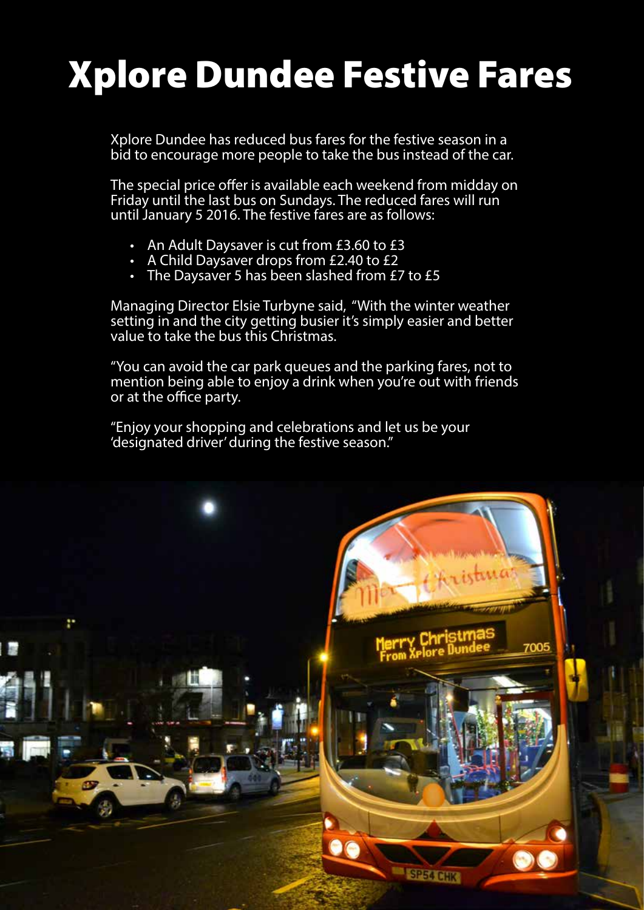# Xplore Dundee Festive Fares

Xplore Dundee has reduced bus fares for the festive season in a bid to encourage more people to take the bus instead of the car.

The special price offer is available each weekend from midday on Friday until the last bus on Sundays. The reduced fares will run until January 5 2016. The festive fares are as follows:

- An Adult Daysaver is cut from £3.60 to £3
- A Child Daysaver drops from £2.40 to £2
- The Daysaver 5 has been slashed from £7 to £5

Managing Director Elsie Turbyne said, "With the winter weather setting in and the city getting busier it's simply easier and better value to take the bus this Christmas.

"You can avoid the car park queues and the parking fares, not to mention being able to enjoy a drink when you're out with friends or at the office party.

"Enjoy your shopping and celebrations and let us be your 'designated driver' during the festive season."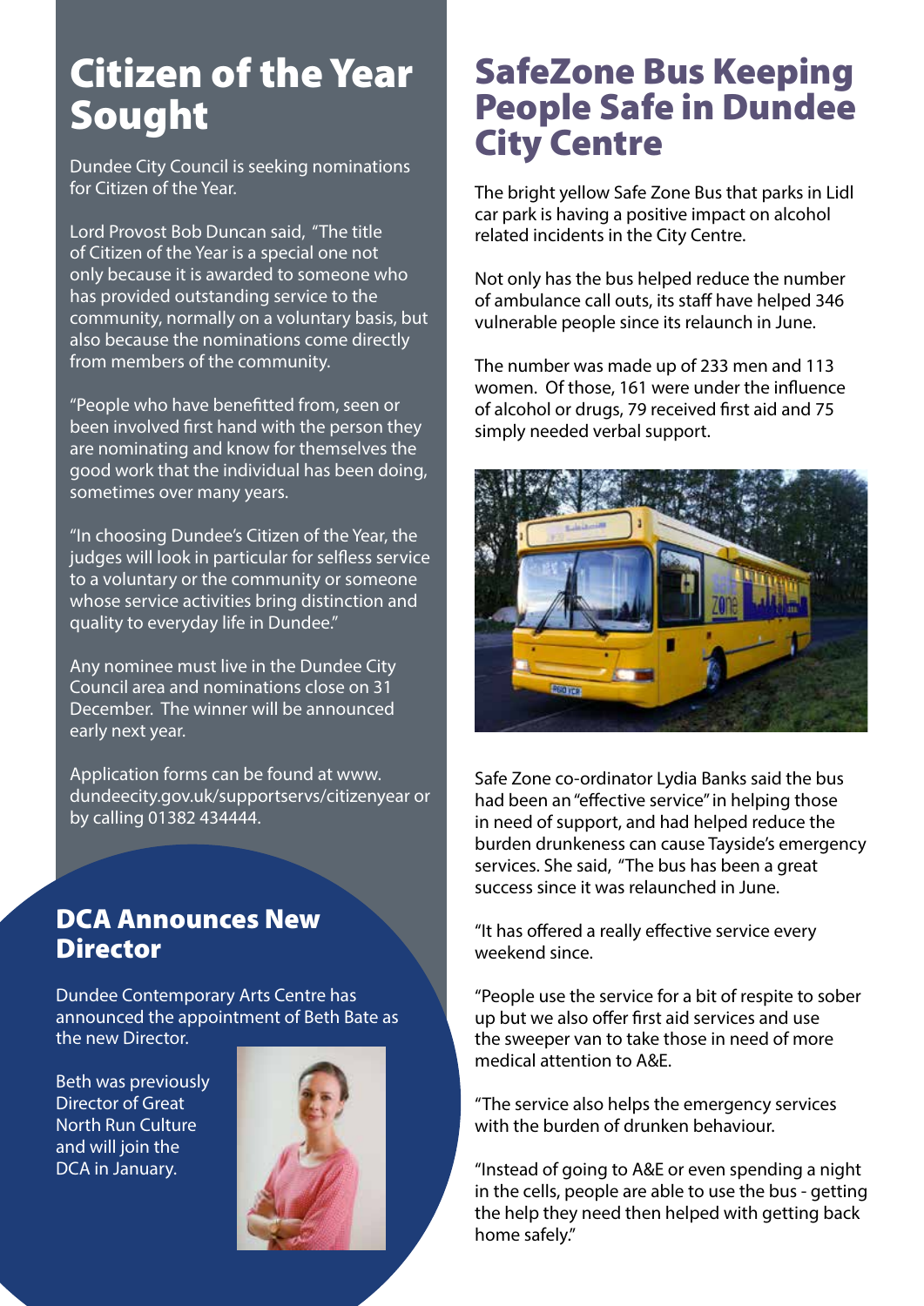# Citizen of the Year Sought

Dundee City Council is seeking nominations for Citizen of the Year.

Lord Provost Bob Duncan said, "The title of Citizen of the Year is a special one not only because it is awarded to someone who has provided outstanding service to the community, normally on a voluntary basis, but also because the nominations come directly from members of the community.

"People who have benefitted from, seen or been involved first hand with the person they are nominating and know for themselves the good work that the individual has been doing, sometimes over many years.

"In choosing Dundee's Citizen of the Year, the judges will look in particular for selfless service to a voluntary or the community or someone whose service activities bring distinction and quality to everyday life in Dundee."

Any nominee must live in the Dundee City Council area and nominations close on 31 December. The winner will be announced early next year.

Application forms can be found at www.dundeecity.gov.uk/supportservs/citizenyear or by calling 01382 434444.

## DCA Announces New Director

Dundee Contemporary Arts Centre has announced the appointment of Beth Bate as the new Director.

Beth was previously Director of Great North Run Culture and will join the DCA in January.

# SafeZone Bus Keeping People Safe in Dundee City Centre

The bright yellow Safe Zone Bus that parks in Lidl car park is having a positive impact on alcohol related incidents in the City Centre.

Not only has the bus helped reduce the number of ambulance call outs, its staff have helped 346 vulnerable people since its relaunch in June.

The number was made up of 233 men and 113 women. Of those, 161 were under the influence of alcohol or drugs, 79 received first aid and 75 simply needed verbal support.

Safe Zone co-ordinator Lydia Banks said the bus had been an "effective service" in helping those in need of support, and had helped reduce the burden drunkeness can cause Tayside's emergency services. She said, "The bus has been a great success since it was relaunched in June.

"It has offered a really effective service every weekend since.

"People use the service for a bit of respite to sober up but we also offer first aid services and use the sweeper van to take those in need of more medical attention to A&E.

"The service also helps the emergency services with the burden of drunken behaviour.

"Instead of going to A&E or even spending a night in the cells, people are able to use the bus - getting the help they need then helped with getting back home safely."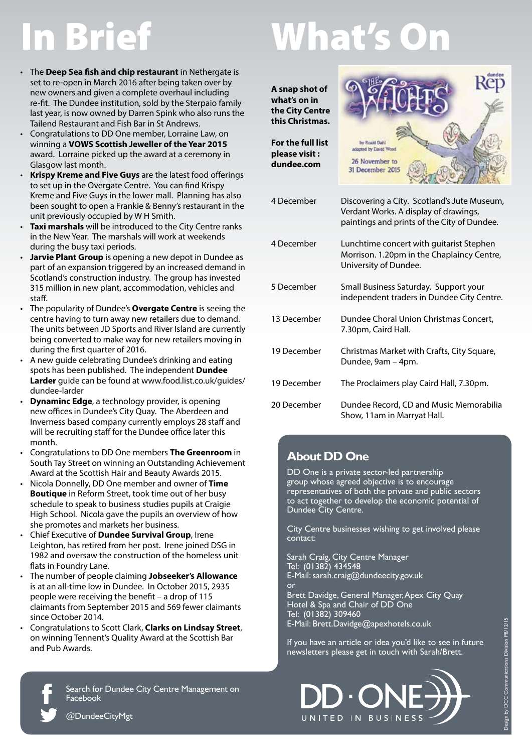# In Brief

- The **Deep Sea fish and chip restaurant** in Nethergate is set to re-open in March 2016 after being taken over by new owners and given a complete overhaul including re-fit. The Dundee institution, sold by the Sterpaio family last year, is now owned by Darren Spink who also runs the Tailend Restaurant and Fish Bar in St Andrews.
- Congratulations to DD One member, Lorraine Law, on winning a **VOWS Scottish Jeweller of the Year 2015** award. Lorraine picked up the award at a ceremony in Glasgow last month.
- **Krispy Kreme and Five Guys** are the latest food offerings to set up in the Overgate Centre. You can find Krispy Kreme and Five Guys in the lower mall. Planning has also been sought to open a Frankie & Benny's restaurant in the unit previously occupied by W H Smith.
- **Taxi marshals** will be introduced to the City Centre ranks in the New Year. The marshals will work at weekends during the busy taxi periods.
- **Jarvie Plant Group** is opening a new depot in Dundee as part of an expansion triggered by an increased demand in Scotland's construction industry. The group has invested 315 million in new plant, accommodation, vehicles and staff.
- The popularity of Dundee's **Overgate Centre** is seeing the centre having to turn away new retailers due to demand. The units between JD Sports and River Island are currently being converted to make way for new retailers moving in during the first quarter of 2016.
- A new guide celebrating Dundee's drinking and eating spots has been published. The independent **Dundee Larder** guide can be found at www.food.list.co.uk/guides/dundee-larder
- **Dynaminc Edge**, a technology provider, is opening new offices in Dundee's City Quay. The Aberdeen and Inverness based company currently employs 28 staff and will be recruiting staff for the Dundee office later this month.
- Congratulations to DD One members **The Greenroom** in South Tay Street on winning an Outstanding Achievement Award at the Scottish Hair and Beauty Awards 2015.
- Nicola Donnelly, DD One member and owner of **Time Boutique** in Reform Street, took time out of her busy schedule to speak to business studies pupils at Craigie High School. Nicola gave the pupils an overview of how she promotes and markets her business.
- Chief Executive of **Dundee Survival Group**, Irene Leighton, has retired from her post. Irene joined DSG in 1982 and oversaw the construction of the homeless unit flats in Foundry Lane.
- The number of people claiming **Jobseeker's Allowance** is at an all-time low in Dundee. In October 2015, 2935 people were receiving the benefit – a drop of 115 claimants from September 2015 and 569 fewer claimants since October 2014.
- Congratulations to Scott Clark, **Clarks on Lindsay Street**, on winning Tennent's Quality Award at the Scottish Bar and Pub Awards.

Search for Dundee City Centre Management on Facebook

@DundeeCityMgt

# What's On

**A snap shot of what's on in the City Centre this Christmas.**

**For the full list please visit : dundee.com**

dundee Rep
The Witches
by Roald Dahl
adapted by David Wood
26 November to 31 December 2015

| | |
|---|---|
| 4 December | Discovering a City. Scotland's Jute Museum, Verdant Works. A display of drawings, paintings and prints of the City of Dundee. |
| 4 December | Lunchtime concert with guitarist Stephen Morrison. 1.20pm in the Chaplaincy Centre, University of Dundee. |
| 5 December | Small Business Saturday. Support your independent traders in Dundee City Centre. |
| 13 December | Dundee Choral Union Christmas Concert, 7.30pm, Caird Hall. |
| 19 December | Christmas Market with Crafts, City Square, Dundee, 9am – 4pm. |
| 19 December | The Proclaimers play Caird Hall, 7.30pm. |
| 20 December | Dundee Record, CD and Music Memorabilia Show, 11am in Marryat Hall. |

## About DD One

DD One is a private sector-led partnership group whose agreed objective is to encourage representatives of both the private and public sectors to act together to develop the economic potential of Dundee City Centre.

City Centre businesses wishing to get involved please contact:

Sarah Craig, City Centre Manager
Tel: (01382) 434548
E-Mail: sarah.craig@dundeecity.gov.uk
or
Brett Davidge, General Manager, Apex City Quay Hotel & Spa and Chair of DD One
Tel: (01382) 309460
E-Mail: Brett.Davidge@apexhotels.co.uk

If you have an article or idea you'd like to see in future newsletters please get in touch with Sarah/Brett.

DD · ONE
UNITED IN BUSINESS

Design by DCC Communications Division PB/12/15